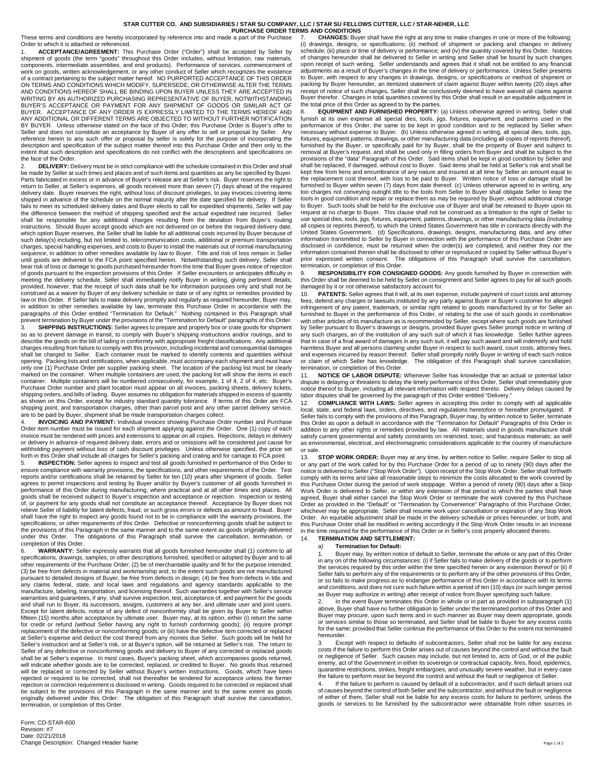**STAR CUTTER CO. AND SUBSIDIARIES / STAR SU COMPANY, LLC / STAR SU FELLOWS CUTTER, LLC / STAR-NEHER, LLC**

**PURCHASE ORDER TERMS AND CONDITIONS**

These terms and conditions are hereby incorporated by reference into and made a part of the Purchase Order to which it is attached or referenced.

1. **ACCEPTANCE/AGREEMENT:** This Purchase Order ("Order") shall be accepted by Seller by shipment of goods (the term "goods" throughout this Order includes, without limitation, raw materials, components, intermediate assemblies, and end products). Performance of services, commencement of work on goods, written acknowledgement, or any other conduct of Seller which recognizes the existence of a contract pertaining to the subject matter hereof. NO PURPORTED ACCEPTANCE OF THIS ORDER ON TERMS AND CONDITIONS WHICH MODIFY, SUPERSEDE, OR OTHERWISE ALTER THE TERMS AND CONDITIONS HEREOF SHALL BE BINDING UPON BUYER UNLESS THEY ARE ACCEPTED IN WRITING BY AN AUTHORIZED PURCHASING REPRESENTATIVE OF BUYER, NOTWITHSTANDING BUYER'S ACCEPTANCE OR PAYMENT FOR ANY SHIPMENT OF GOODS OR SIMILAR ACT OF BUYER. ACCEPTANCE OF ANY ORDER IS EXPRESSLY LIMITED TO THE TERMS HEREOF AND ANY ADDITIONAL OR DIFFERENT TERMS ARE OBJECTED TO WITHOUT FURTHER NOTIFICATION BY BUYER. Unless otherwise stated on the face of this Order, this Purchase Order is Buyer's offer to Seller and does not constitute an acceptance by Buyer of any offer to sell or proposal by Seller. Any reference herein to any such offer or proposal by seller is solely for the purpose of incorporating the description and specification of the subject matter thereof into this Purchase Order and then only to the extent that such description and specifications do not conflict with the descriptions and specifications on the face of the Order.

2. **DELIVERY:** Delivery must be in strict compliance with the schedule contained in this Order and shall be made by Seller at such times and places and of such items and quantities as any be specified by Buyer. Parts fabricated in excess or in advance of Buyer's release are at Seller's risk. Buyer reserves the right to return to Seller, at Seller's expenses, all goods received more than seven (7) days ahead of the required delivery date. Buyer reserves the right, without loss of discount privileges, to pay invoices covering items shipped in advance of the schedule on the normal maturity after the date specified for delivery. If Seller fails to meet its scheduled delivery dates and Buyer elects to call for expedited shipments, Seller will pay the difference between the method of shipping specified and the actual expedited rate incurred. Seller shall be responsible for any additional charges resulting from the deviation from Buyer's routing instructions. Should Buyer accept goods which are not delivered on or before the required delivery date, which option Buyer reserves, the Seller shall be liable for all additional costs incurred by Buyer because of such delay(s) including, but not limited to, telecommunication costs, additional or premium transportation charges, special handling expenses, and costs to Buyer to install the materials out of normal manufacturing sequence, in addition to other remedies available by law to Buyer. Title and risk of loss remain in Seller until goods are delivered to the FCA point specified herein. Notwithstanding such delivery, Seller shall bear risk of loss or damage to goods purchased hereunder from the time that Buyer gives notice of rejection of goods pursuant to the inspection provisions of this Order. If Seller encounters or anticipates difficulty in meeting the delivery schedule, Seller shall immediately notify Buyer in writing, giving pertinent details; provided, however, that the receipt of such data shall be for information purposes only and shall not be construed as a waiver by Buyer of any delivery schedule or date or of any rights or remedies provided by law or this Order. If Seller fails to make delivery promptly and regularly as required hereunder, Buyer may, in addition to other remedies available by law, terminate this Purchase Order in accordance with the paragraphs of this Order entitled "Termination for Default." Nothing contained in this Paragraph shall prevent termination by Buyer under the provisions of the "Termination for Default" paragraphs of this Order.

3. **SHIPPING INSTRUCTIONS:** Seller agrees to prepare and properly box or crate goods for shipment so as to prevent damage in transit, to comply with Buyer's shipping instructions and/or routings, and to describe the goods on the bill of lading in conformity with appropriate freight classifications. Any additional charges resulting from failure to comply with this provision, including incidental and consequential damages shall be charged to Seller. Each container must be marked to identify contents and quantities without opening. Packing lists and certifications, when applicable, must accompany each shipment and must have only one (1) Purchase Order per supplier packing sheet. The location of the packing list must be clearly marked on the container. When multiple containers are used, the packing list will show the items in each container. Multiple containers will be numbered consecutively, for example, 1 of 4, 2 of 4, etc. Buyer's Purchase Order number and plant location must appear on all invoices, packing sheets, delivery tickets, shipping orders, and bills of lading. Buyer assumes no obligation for materials shipped in excess of quantity as shown on this Order, except for industry standard quantity tolerance. If terms of this Order are FCA shipping point, and transportation charges, other than parcel post and any other parcel delivery service, are to be paid by Buyer, shipment shall be made transportation charges collect.

4. **INVOICING AND PAYMENT:** Individual invoices showing Purchase Order number and Purchase Order item number must be issued for each shipment applying against the Order. One (1) copy of each invoice must be rendered with prices and extensions to appear on all copies. Rejections, delays in delivery or delivery in advance of required delivery date, errors and or omissions will be considered just cause for withholding payment without loss of cash discount privileges. Unless otherwise specified, the price set forth in this Order shall include all charges for Seller's packing and crating and for cartage to FCA point.

5. **INSPECTION:** Seller agrees to inspect and test all goods furnished in performance of this Order to ensure compliance with warranty provisions, the specifications, and other requirements of the Order. Test reports and/or certifications shall be retained by Seller for ten (10) years after shipment of goods. Seller agrees to permit inspections and testing by Buyer and/or by Buyer's customer of all goods furnished in performance of this Order during manufacturing, where practical and at all other times and places. All goods shall be received subject to Buyer's inspection and acceptance or rejection. Inspection or testing of, or payment for any goods shall not constitute an acceptance thereof. Acceptance by Buyer does not relieve Seller of liability for latent defects, fraud, or such gross errors or defects as amount to fraud. Buyer shall have the right to inspect any goods found not to be in compliance with the warranty provisions, the specifications, or other requirements of this Order. Defective or nonconforming goods shall be subject to the provisions of this Paragraph in the same manner and to the same extent as goods originally delivered under this Order. The obligations of this Paragraph shall survive the cancellation, termination, or completion of this Order.

6. **WARRANTY:** Seller expressly warrants that all goods furnished hereunder shall (1) conform to all specifications, drawings, samples, or other descriptions furnished, specified or adopted by Buyer and to all other requirements of the Purchase Order; (2) be of merchantable quality and fit for the purpose intended; (3) be free from defects in material and workmanship and, to the extent such goods are not manufactured pursuant to detailed designs of Buyer, be free from defects in design; (4) be free from defects in title and any claims federal, state, and local laws and regulations and agency standards applicable to the manufacture, labeling, transportation, and licensing thereof. Such warranties together with Seller's service warranties and guarantees, if any, shall survive inspection, test, acceptance of, and payment for the goods and shall run to Buyer, its successors, assigns, customers at any tier, and ultimate user and joint users. Except for latent defects, notice of any defect of nonconformity shall be given by Buyer to Seller within fifteen (15) months after acceptance by ultimate user. Buyer may, at its option, either (i) return the same for credit or refund (without Seller having any right to furnish conforming goods); (ii) require prompt replacement of the defective or nonconforming goods; or (iii) have the defective item corrected or replaced at Seller's expense and deduct the cost thereof from any monies due Seller. Such goods will be held for Seller's instruction and at Seller's risk, or at Buyer's option, will be returned at Seller's risk. The return to Seller of any defective or nonconforming goods and delivery to Buyer of any corrected or replaced goods shall be at Seller's expense. In most cases, Buyer's packing sheet, which accompanies goods returned, will indicate whether goods are to be corrected, replaced, or credited to Buyer. No goods thus returned will be replaced or corrected by Seller without Buyer's written instructions. Goods, which have been rejected or required to be corrected, shall not thereafter be tendered for acceptance unless the former rejection or correction requirement is disclosed in writing. Goods required to be corrected or replaced shall be subject to the provisions of this Paragraph in the same manner and to the same extent as goods originally delivered under this Order. The obligation of this Paragraph shall survive the cancellation, termination, or completion of this Order.

7. **CHANGES:** Buyer shall have the right at any time to make changes in one or more of the following: (i) drawings, designs, or specifications; (ii) method of shipment or packing and changes in delivery schedule; (iii) place or time of delivery or performance; and (iv) the quantity covered by this Order. Notices of changes hereunder shall be delivered to Seller in writing and Seller shall be bound by such changes upon receipt of such writing. Seller understands and agrees that it shall not be entitled to any financial adjustments as a result of Buyer's changes in the time of delivery or performance. Unless Seller presents to Buyer, with respect to any changes in drawings, designs, or specifications or method of shipment or packing by Buyer hereunder, an itemized statement of claim against Buyer within twenty (20) days after receipt of notice of such changes, Seller shall be conclusively deemed to have waived all claims against Buyer therefor. Changes in total quantities covered by this Order shall result in an equitable adjustment in the total price of this Order as agreed to by the parties.

8. **EQUIPMENT AND FURNISHED PROPERTY:** (a) Unless otherwise agreed in writing, Seller shall furnish at its own expense all special dies, tools, jigs, fixtures, equipment, and patterns used in the performance of this Order, the same to be kept in good condition and to be replaced by Seller when necessary without expense to Buyer. (b) Unless otherwise agreed in writing, all special dies, tools, jigs, fixtures, equipment patterns, drawings, or other manufacturing data (including all copies of reprints thereof), furnished by the Buyer, or specifically paid for by Buyer, shall be the property of Buyer and subject to removal at Buyer's request, and shall be used only in filling orders from Buyer and shall be subject to the provisions of the "data" Paragraph of this Order. Said items shall be kept in good condition by Seller and shall be replaced, if damaged, without cost to Buyer. Said items shall be held at Seller's risk and shall be kept free from liens and encumbrance of any nature and insured at all time by Seller an amount equal to the replacement cost thereof, with loss to be paid to Buyer. Written notice of loss or damage shall be furnished to Buyer within seven (7) days from date thereof. (c) Unless otherwise agreed to in writing, any too charges not conveying outright title to the tools from Seller to Buyer shall obligate Seller to keep the tools in good condition and repair or replace them as may be required by Buyer, without additional charge to Buyer. Such tools shall be held for the exclusive use of Buyer and shall be released to Buyer upon its request at no charge to Buyer. This clause shall not be construed as a limitation to the right of Seller to use special dies, tools, jigs, fixtures, equipment, patterns, drawings, or other manufacturing data (including all copies or reprints thereof), to which the United States Government has title in contracts directly with the United States Government. (d) Specifications, drawings, designs, manufacturing data, and any other information transmitted to Seller by Buyer in connection with the performance of this Purchase Order are disclosed in confidence, must be returned when the order(s) are completed, and neither they nor the information contained therein shall be disclosed to other or reproduced or copied by Seller without Buyer's prior expressed written consent. The obligations of this Paragraph shall survive the cancellation, termination, or completion of this Order.

9. **RESPONSIBILITY FOR CONSIGNED GOODS:** Any goods furnished by Buyer in connection with this Order shall be deemed to be held by Seller on consignment and Seller agrees to pay for all such goods damaged by it or not otherwise satisfactory account for.

10. **PATENTS:** Seller agrees that it will, at its own expense, include payment of court costs and attorney fees, defend any charges or lawsuits instituted by any party against Buyer or Buyer's customer for alleged infringement of any patent, trademark, or similar right related to goods manufactured by or for Seller an furnished to Buyer in the performance of this Order, or relating to the use of such goods in combination with other articles of its manufacture as is recommended by Seller, except where such goods are furnished by Seller pursuant to Buyer's drawings or designs, provided Buyer gives Seller prompt notice in writing of any such charges, an of the institution of any such suit of which it has knowledge. Seller further agrees that in case of a final award of damages in any such suit, it will pay such award and will indemnify and hold harmless Buyer and all persons claiming under Buyer in respect to such award, court costs, attorney fees, and expenses incurred by reason thereof. Seller shall promptly notify Buyer in writing of each such notice or claim of which Seller has knowledge. The obligation of this Paragraph shall survive cancellation, termination, or completion of this Order.

11. **NOTICE OF LABOR DISPUTE:** Whenever Seller has knowledge that an actual or potential labor dispute is delaying or threatens to delay the timely performance of this Order, Seller shall immediately give notice thereof to Buyer, including all relevant information with respect thereto. Delivery delays caused by labor disputes shall be governed by the paragraph of this Order entitled "Delivery."

12. **COMPLIANCE WITH LAWS:** Seller agrees in accepting this order to comply with all applicable local, state, and federal laws, orders, directives, and regulations heretofore or hereafter promulgated. If Seller fails to comply with the provisions of this Paragraph, Buyer may, by written notice to Seller, terminate this Order as upon a default in accordance with the "Termination for Default" Paragraphs of this Order in addition to any other rights or remedies provided by law. All materials used in goods manufacture shall satisfy current governmental and safety constraints on restricted, toxic, and hazardous materials; as well as environmental, electrical, and electromagnetic considerations applicable to the country of manufacture or sale.

13. **STOP WORK ORDER:** Buyer may at any time, by written notice to Seller, require Seller to stop all or any part of the work called for by this Purchase Order for a period of up to ninety (90) days after the notice is delivered to Seller ("Stop Work Order"). Upon receipt of the Stop Work Order, Seller shall forthwith comply with its terms and take all reasonable steps to minimize the costs allocated to the work covered by this Purchase Order during the period of work stoppage. Within a period of ninety (90) days after a Stop Work Order is delivered to Seller, or within any extension of that period to which the parties shall have agreed, Buyer shall either cancel the Stop Work Order or terminate the work covered by this Purchase Order as provided in the "Default" or "Termination by Convenience" Paragraphs of this Purchase Order, whichever may be appropriate. Seller shall resume work upon cancellation or expiration of any Stop Work Order. An equitable adjustment shall be made in the delivery schedule or prices hereunder, or both, and this Purchase Order shall be modified in writing accordingly if the Stop Work Order results in an increase in the time required for the performance of this Order or in Seller's cost properly allocated thereto.

14. **TERMINATION AND SETTLEMENT:**

a) **Termination for Default:**

1. Buyer may, by written notice of default to Seller, terminate the whole or any part of this Order in any on of the following circumstances: (i) if Seller fails to make delivery of the goods or to perform the services required by this order within the time specified herein or any extension thereof or (ii) if Seller fails to perform any of the requirements or to perform any of the other provisions of this Order, or so fails to make progress as to endanger performance of this Order in accordance with its terms and conditions, and does not cure such failure within a period of ten (10) days (or such longer period as Buyer may authorize in writing) after receipt of notice from Buyer specifying such failure.

2. In the event Buyer terminates this Order in whole or in part as provided in subparagraph (1) above, Buyer shall have no further obligation to Seller under the terminated portion of this Order and Buyer may procure, upon such items and in such manner as Buyer may deem appropriate, goods or services similar to those so terminated, and Seller shall be liable to Buyer for any excess costs for the same; provided that Seller continue the performance of this Order to the extent not terminated hereunder.

3. Except with respect to defaults of subcontractors, Seller shall not be liable for any excess costs if the failure to perform this Order arises out of causes beyond the control and without the fault or negligence of Seller. Such causes may include, but not limited to, acts of God, or of the public enemy, act of the Government in either its sovereign or contractual capacity, fires, flood, epidemics, quarantine restrictions, strikes, freight embargoes, and unusually severe weather, but in every case the failure to perform must be beyond the control and without the fault or negligence of Seller.

4. If the failure to perform is caused by default of a subcontractor, and if such default arises out of causes beyond the control of both Seller and the subcontractor, and without the fault or negligence of either of them, Seller shall not be liable for any excess costs for failure to perform, unless the goods or services to be furnished by the subcontractor were obtainable from other sources in

Form: CD-STAR-600
Revision: #7
Date: 02/21/2018
Change Description: Changed Header Name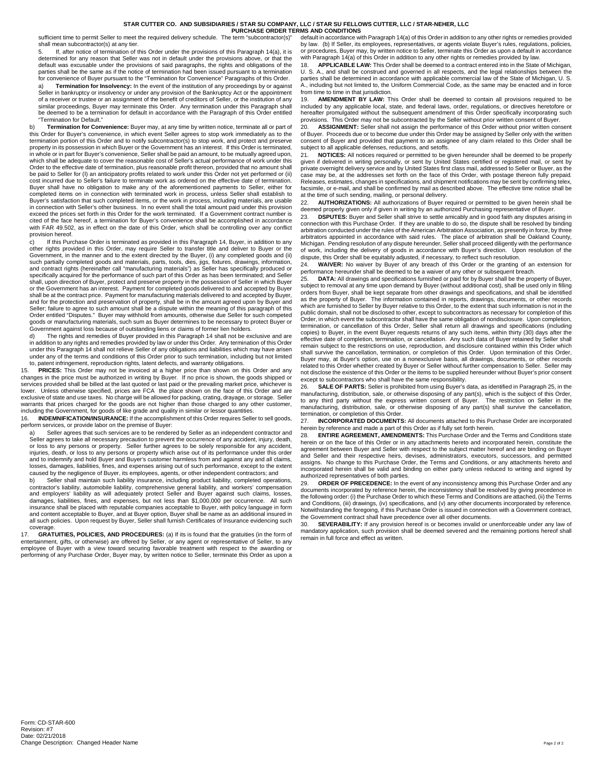**STAR CUTTER CO. AND SUBSIDIARIES / STAR SU COMPANY, LLC / STAR SU FELLOWS CUTTER, LLC / STAR-NEHER, LLC**
**PURCHASE ORDER TERMS AND CONDITIONS**

sufficient time to permit Seller to meet the required delivery schedule. The term "subcontractor(s)" shall mean subcontractor(s) at any tier.

5. If, after notice of termination of this Order under the provisions of this Paragraph 14(a), it is determined for any reason that Seller was not in default under the provisions above, or that the default was excusable under the provisions of said paragraphs, the rights and obligations of the parties shall be the same as if the notice of termination had been issued pursuant to a termination for convenience of Buyer pursuant to the "Termination for Convenience" Paragraphs of this Order.

a) **Termination for Insolvency:** In the event of the institution of any proceedings by or against Seller in bankruptcy or insolvency or under any provision of the Bankruptcy Act or the appointment of a receiver or trustee or an assignment of the benefit of creditors of Seller, or the institution of any similar proceedings, Buyer may terminate this Order. Any termination under this Paragraph shall be deemed to be a termination for default in accordance with the Paragraph of this Order entitled "Termination for Default."

b) **Termination for Convenience:** Buyer may, at any time by written notice, terminate all or part of this Order for Buyer's convenience, in which event Seller agrees to stop work immediately as to the termination portion of this Order and to notify subcontractor(s) to stop work, and protect and preserve property in its possession in which Buyer or the Government has an interest. If this Order is terminated, in whole or in part for Buyer's convenience, Seller shall be paid an amount, to be mutually agreed upon, which shall be adequate to cover the reasonable cost of Seller's actual performance of work under this Order to the effective date of termination, plus reasonable profit thereon, provided that no amount shall be paid to Seller for (I) an anticipatory profits related to work under this Order not yet performed or (ii) cost incurred due to Seller's failure to terminate work as ordered on the effective date of termination. Buyer shall have no obligation to make any of the aforementioned payments to Seller, either for completed items on in connection with terminated work in process, unless Seller shall establish to Buyer's satisfaction that such completed items, or the work in process, including materials, are usable in connection with Seller's other business. In no event shall the total amount paid under this provision exceed the prices set forth in this Order for the work terminated. If a Government contract number is cited of the face hereof, a termination for Buyer's convenience shall be accomplished in accordance with FAR 49.502, as in effect on the date of this Order, which shall be controlling over any conflict provision hereof.

c) If this Purchase Order is terminated as provided in this Paragraph 14, Buyer, in addition to any other rights provided in this Order, may require Seller to transfer title and deliver to Buyer or the Government, in the manner and to the extent directed by the Buyer, (i) any completed goods and (ii) such partially completed goods and materials, parts, tools, dies, jigs, fixtures, drawings, information, and contract rights (hereinafter call "manufacturing materials") as Seller has specifically produced or specifically acquired for the performance of such part of this Order as has been terminated; and Seller shall, upon direction of Buyer, protect and preserve property in the possession of Seller in which Buyer or the Government has an interest. Payment for completed goods delivered to and accepted by Buyer shall be at the contract price. Payment for manufacturing materials delivered to and accepted by Buyer, and for the protection and preservation of property, shall be in the amount agreed upon by Buyer and Seller; failure to agree to such amount shall be a dispute within the meaning of this paragraph of this Order entitled "Disputes." Buyer may withhold from amounts, otherwise due Seller for such competed goods or manufacturing materials, such sum as Buyer determines to be necessary to protect Buyer or Government against loss because of outstanding liens or claims of former lien holders.

d) The rights and remedies of Buyer provided in this Paragraph 14 shall not be exclusive and are in addition to any rights and remedies provided by law or under this Order. Any termination of this Order under this Paragraph 14 shall not relieve Seller of any obligations and liabilities which may have arisen under any of the terms and conditions of this Order prior to such termination, including but not limited to, patent infringement, reproduction rights, latent defects, and warranty obligations.

15. **PRICES:** This Order may not be invoiced at a higher price than shown on this Order and any changes in the price must be authorized in writing by Buyer. If no price is shown, the goods shipped or services provided shall be billed at the last quoted or last paid or the prevailing market price, whichever is lower. Unless otherwise specified, prices are FCA the place shown on the face of this Order and are exclusive of state and use taxes. No charge will be allowed for packing, crating, drayage, or storage. Seller warrants that prices charged for the goods are not higher than those charged to any other customer, including the Government, for goods of like grade and quality in similar or lessor quantities.

16. **INDEMNIFICATION/INSURANCE:** If the accomplishment of this Order requires Seller to sell goods, perform services, or provide labor on the premise of Buyer:

a) Seller agrees that such services are to be rendered by Seller as an independent contractor and Seller agrees to take all necessary precaution to prevent the occurrence of any accident, injury, death, or loss to any persons or property. Seller further agrees to be solely responsible for any accident, injuries, death, or loss to any persons or property which arise out of its performance under this order and to indemnify and hold Buyer and Buyer's customer harmless from and against any and all claims, losses, damages, liabilities, fines, and expenses arising out of such performance, except to the extent caused by the negligence of Buyer, its employees, agents, or other independent contractors; and

b) Seller shall maintain such liability insurance, including product liability, completed operations, contractor's liability, automobile liability, comprehensive general liability, and workers' compensation and employers' liability as will adequately protect Seller and Buyer against such claims, losses, damages, liabilities, fines, and expenses, but not less than $1,000,000 per occurrence. All such insurance shall be placed with reputable companies acceptable to Buyer, with policy language in form and content acceptable to Buyer, and at Buyer option, Buyer shall be name as an additional insured in all such policies. Upon request by Buyer, Seller shall furnish Certificates of Insurance evidencing such coverage.

17. **GRATUITIES, POLICIES, AND PROCEDURES:** (a) If its is found that the gratuities (in the form of entertainment, gifts, or otherwise) are offered by Seller, or any agent or representative of Seller, to any employee of Buyer with a view toward securing favorable treatment with respect to the awarding or performing of any Purchase Order, Buyer may, by written notice to Seller, terminate this Order as upon a default in accordance with Paragraph 14(a) of this Order in addition to any other rights or remedies provided by law. (b) If Seller, its employees, representatives, or agents violate Buyer's rules, regulations, policies, or procedures, Buyer may, by written notice to Seller, terminate this Order as upon a default in accordance with Paragraph 14(a) of this Order in addition to any other rights or remedies provided by law.

18. **APPLICABLE LAW:** This Order shall be deemed to a contract entered into in the State of Michigan, U. S. A., and shall be construed and governed in all respects, and the legal relationships between the parties shall be determined in accordance with applicable commercial law of the State of Michigan, U. S. A., including but not limited to, the Uniform Commercial Code, as the same may be enacted and in force from time to time in that jurisdiction.

19. **AMENDMENT BY LAW:** This Order shall be deemed to contain all provisions required to be included by any applicable local, state, and federal laws, order, regulations, or directives heretofore or hereafter promulgated without the subsequent amendment of this Order specifically incorporating such provisions. This Order may not be subcontracted by the Seller without prior written consent of Buyer.

20. **ASSIGNMENT:** Seller shall not assign the performance of this Order without prior written consent of Buyer. Proceeds due or to become due under this Order may be assigned by Seller only with the written consent of Buyer and provided that payment to an assignee of any claim related to this Order shall be subject to all applicable defenses, reductions, and setoffs.

21. **NOTICES:** All notices required or permitted to be given hereunder shall be deemed to be properly given if delivered in writing personally, or sent by United States certified or registered mail, or sent by private overnight delivery service and by United States first class mail, addressed to Seller or Buyer, as the case may be, at the addresses set forth on the face of this Order, with postage thereon fully prepaid. Releases, estimates, changes in specifications, and shipment notifications may be sent by confirming telex, facsimile, or e-mail, and shall be confirmed by mail as described above. The effective time notice shall be at the time of such sending, mailing, or personal delivery.

22. **AUTHORIZATIONS:** All authorizations of Buyer required or permitted to be given herein shall be deemed properly given only if given in writing by an authorized Purchasing representative of Buyer.

23. **DSPUTES:** Buyer and Seller shall strive to settle amicably and in good faith any disputes arising in connection with this Purchase Order. If they are unable to do so, the dispute shall be resolved by binding arbitration conducted under the rules of the American Arbitration Association, as presently in force, by three arbitrators appointed in accordance with said rules. The place of arbitration shall be Oakland County, Michigan. Pending resolution of any dispute hereunder, Seller shall proceed diligently with the performance of work, including the delivery of goods in accordance with Buyer's direction. Upon resolution of the dispute, this Order shall be equitably adjusted, if necessary, to reflect such resolution.

24. **WAIVER:** No waiver by Buyer of any breach of this Order or the granting of an extension for performance hereunder shall be deemed to be a waiver of any other or subsequent breach.

25. **DATA:** All drawings and specifications furnished or paid for by Buyer shall be the property of Buyer, subject to removal at any time upon demand by Buyer (without additional cost), shall be used only in filling orders from Buyer, shall be kept separate from other drawings and specifications, and shall be identified as the property of Buyer. The information contained in reports, drawings, documents, or other records which are furnished to Seller by Buyer relative to this Order, to the extent that such information is not in the public domain, shall not be disclosed to other, except to subcontractors as necessary for completion of this Order, in which event the subcontractor shall have the same obligation of nondisclosure. Upon completion, termination, or cancellation of this Order, Seller shall return all drawings and specifications (including copies) to Buyer, in the event Buyer requests returns of any such items, within thirty (30) days after the effective date of completion, termination, or cancellation. Any such data of Buyer retained by Seller shall remain subject to the restrictions on use, reproduction, and disclosure contained within this Order which shall survive the cancellation, termination, or completion of this Order. Upon termination of this Order, Buyer may, at Buyer's option, use on a nonexclusive basis, all drawings, documents, or other records related to this Order whether created by Buyer or Seller without further compensation to Seller. Seller may not disclose the existence of this Order or the items to be supplied hereunder without Buyer's prior consent except to subcontractors who shall have the same responsibility.

26. **SALE OF PARTS:** Seller is prohibited from using Buyer's data, as identified in Paragraph 25, in the manufacturing, distribution, sale, or otherwise disposing of any part(s), which is the subject of this Order, to any third party without the express written consent of Buyer. The restriction on Seller in the manufacturing, distribution, sale, or otherwise disposing of any part(s) shall survive the cancellation, termination, or completion of this Order.

27. **INCORPORATED DOCUMENTS:** All documents attached to this Purchase Order are incorporated herein by reference and made a part of this Order as if fully set forth herein.

28. **ENTIRE AGREEMENT, AMENDMENTS:** This Purchase Order and the Terms and Conditions state herein or on the face of this Order or in any attachments hereto and incorporated herein, constitute the agreement between Buyer and Seller with respect to the subject matter hereof and are binding on Buyer and Seller and their respective heirs, devises, administrators, executors, successors, and permitted assigns. No change to this Purchase Order, the Terms and Conditions, or any attachments hereto and incorporated herein shall be valid and binding on either party unless reduced to writing and signed by authorized representatives of both parties.

29. **ORDER OF PRECEDENCE:** In the event of any inconsistency among this Purchase Order and any documents incorporated by reference herein, the inconsistency shall be resolved by giving precedence in the following order: (i) the Purchase Order to which these Terms and Conditions are attached, (ii) the Terms and Conditions, (iii) drawings, (iv) specifications, and (v) any other documents incorporated by reference. Notwithstanding the foregoing, if this Purchase Order is issued in connection with a Government contract, the Government contract shall have precedence over all other documents.

30. **SEVERABILITY:** If any provision hereof is or becomes invalid or unenforceable under any law of mandatory application, such provision shall be deemed severed and the remaining portions hereof shall remain in full force and effect as written.

Form: CD-STAR-600
Revision: #7
Date: 02/21/2018
Change Description: Changed Header Name